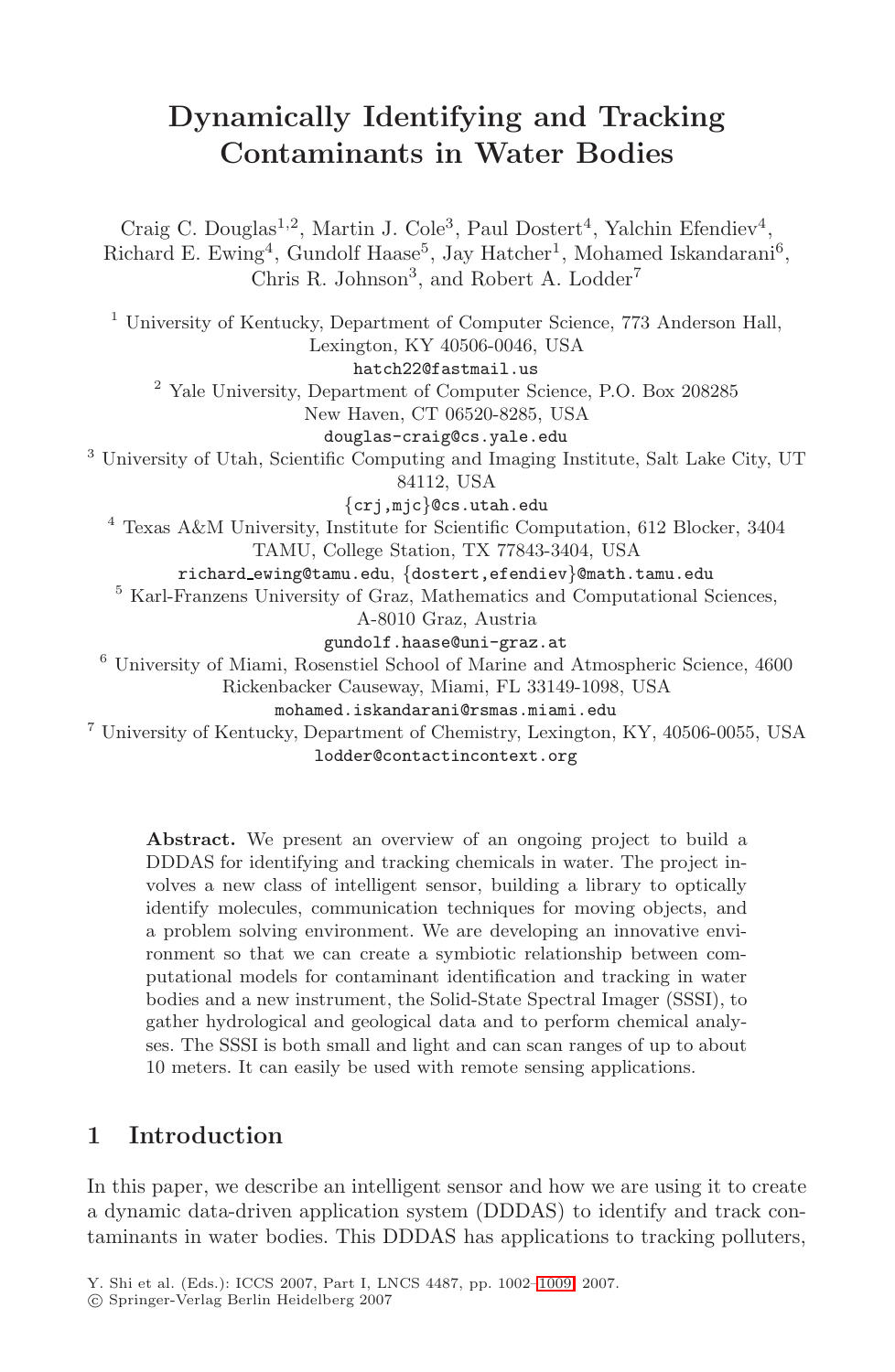# Dynamically Identifying and Tracking Contaminants in Water Bodies

Craig C. Douglas[1,2], Martin J. Cole[3], Paul Dostert[4], Yalchin Efendiev[4], Richard E. Ewing[4], Gundolf Haase[5], Jay Hatcher[1], Mohamed Iskandarani[6], Chris R. Johnson[3], and Robert A. Lodder[7]

[1] University of Kentucky, Department of Computer Science, 773 Anderson Hall, Lexington, KY 40506-0046, USA
hatch22@fastmail.us

[2] Yale University, Department of Computer Science, P.O. Box 208285 New Haven, CT 06520-8285, USA
douglas-craig@cs.yale.edu

[3] University of Utah, Scientific Computing and Imaging Institute, Salt Lake City, UT 84112, USA
{crj,mjc}@cs.utah.edu

[4] Texas A&M University, Institute for Scientific Computation, 612 Blocker, 3404 TAMU, College Station, TX 77843-3404, USA
richard_ewing@tamu.edu, {dostert,efendiev}@math.tamu.edu

[5] Karl-Franzens University of Graz, Mathematics and Computational Sciences, A-8010 Graz, Austria
gundolf.haase@uni-graz.at

[6] University of Miami, Rosenstiel School of Marine and Atmospheric Science, 4600 Rickenbacker Causeway, Miami, FL 33149-1098, USA
mohamed.iskandarani@rsmas.miami.edu

[7] University of Kentucky, Department of Chemistry, Lexington, KY, 40506-0055, USA
lodder@contactincontext.org

**Abstract.** We present an overview of an ongoing project to build a DDDAS for identifying and tracking chemicals in water. The project involves a new class of intelligent sensor, building a library to optically identify molecules, communication techniques for moving objects, and a problem solving environment. We are developing an innovative environment so that we can create a symbiotic relationship between computational models for contaminant identification and tracking in water bodies and a new instrument, the Solid-State Spectral Imager (SSSI), to gather hydrological and geological data and to perform chemical analyses. The SSSI is both small and light and can scan ranges of up to about 10 meters. It can easily be used with remote sensing applications.

## 1 Introduction

In this paper, we describe an intelligent sensor and how we are using it to create a dynamic data-driven application system (DDDAS) to identify and track contaminants in water bodies. This DDDAS has applications to tracking polluters,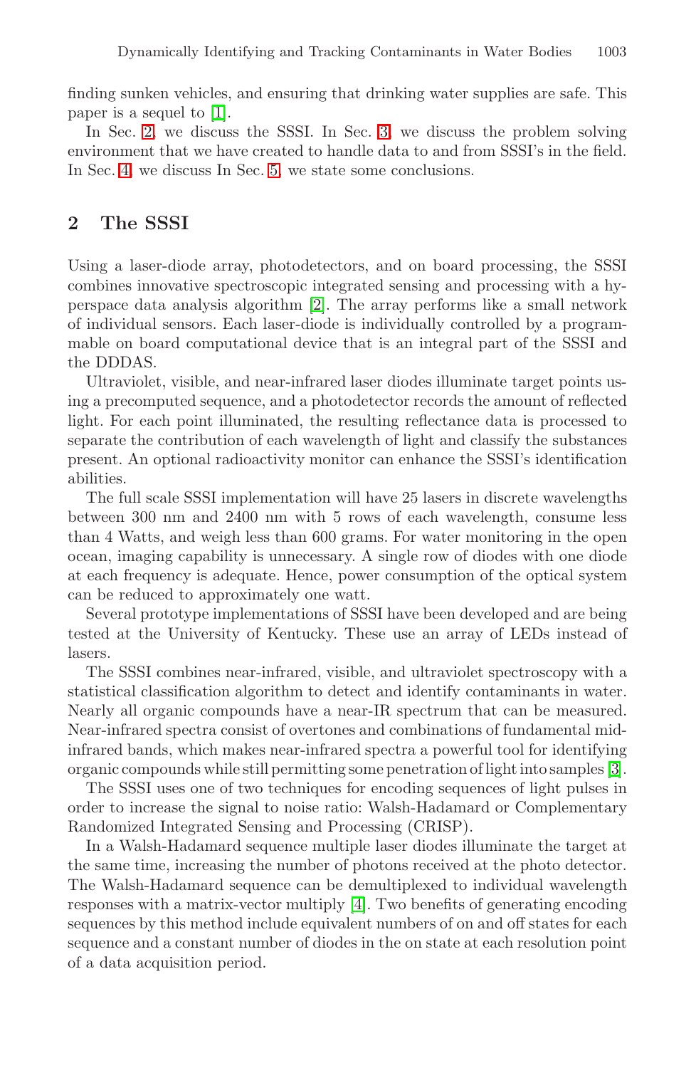finding sunken vehicles, and ensuring that drinking water supplies are safe. This paper is a sequel to [1].

In Sec. 2, we discuss the SSSI. In Sec. 3, we discuss the problem solving environment that we have created to handle data to and from SSSI's in the field. In Sec. 4, we discuss In Sec. 5, we state some conclusions.

## 2 The SSSI

Using a laser-diode array, photodetectors, and on board processing, the SSSI combines innovative spectroscopic integrated sensing and processing with a hyperspace data analysis algorithm [2]. The array performs like a small network of individual sensors. Each laser-diode is individually controlled by a programmable on board computational device that is an integral part of the SSSI and the DDDAS.

Ultraviolet, visible, and near-infrared laser diodes illuminate target points using a precomputed sequence, and a photodetector records the amount of reflected light. For each point illuminated, the resulting reflectance data is processed to separate the contribution of each wavelength of light and classify the substances present. An optional radioactivity monitor can enhance the SSSI's identification abilities.

The full scale SSSI implementation will have 25 lasers in discrete wavelengths between 300 nm and 2400 nm with 5 rows of each wavelength, consume less than 4 Watts, and weigh less than 600 grams. For water monitoring in the open ocean, imaging capability is unnecessary. A single row of diodes with one diode at each frequency is adequate. Hence, power consumption of the optical system can be reduced to approximately one watt.

Several prototype implementations of SSSI have been developed and are being tested at the University of Kentucky. These use an array of LEDs instead of lasers.

The SSSI combines near-infrared, visible, and ultraviolet spectroscopy with a statistical classification algorithm to detect and identify contaminants in water. Nearly all organic compounds have a near-IR spectrum that can be measured. Near-infrared spectra consist of overtones and combinations of fundamental mid-infrared bands, which makes near-infrared spectra a powerful tool for identifying organic compounds while still permitting some penetration of light into samples [3].

The SSSI uses one of two techniques for encoding sequences of light pulses in order to increase the signal to noise ratio: Walsh-Hadamard or Complementary Randomized Integrated Sensing and Processing (CRISP).

In a Walsh-Hadamard sequence multiple laser diodes illuminate the target at the same time, increasing the number of photons received at the photo detector. The Walsh-Hadamard sequence can be demultiplexed to individual wavelength responses with a matrix-vector multiply [4]. Two benefits of generating encoding sequences by this method include equivalent numbers of on and off states for each sequence and a constant number of diodes in the on state at each resolution point of a data acquisition period.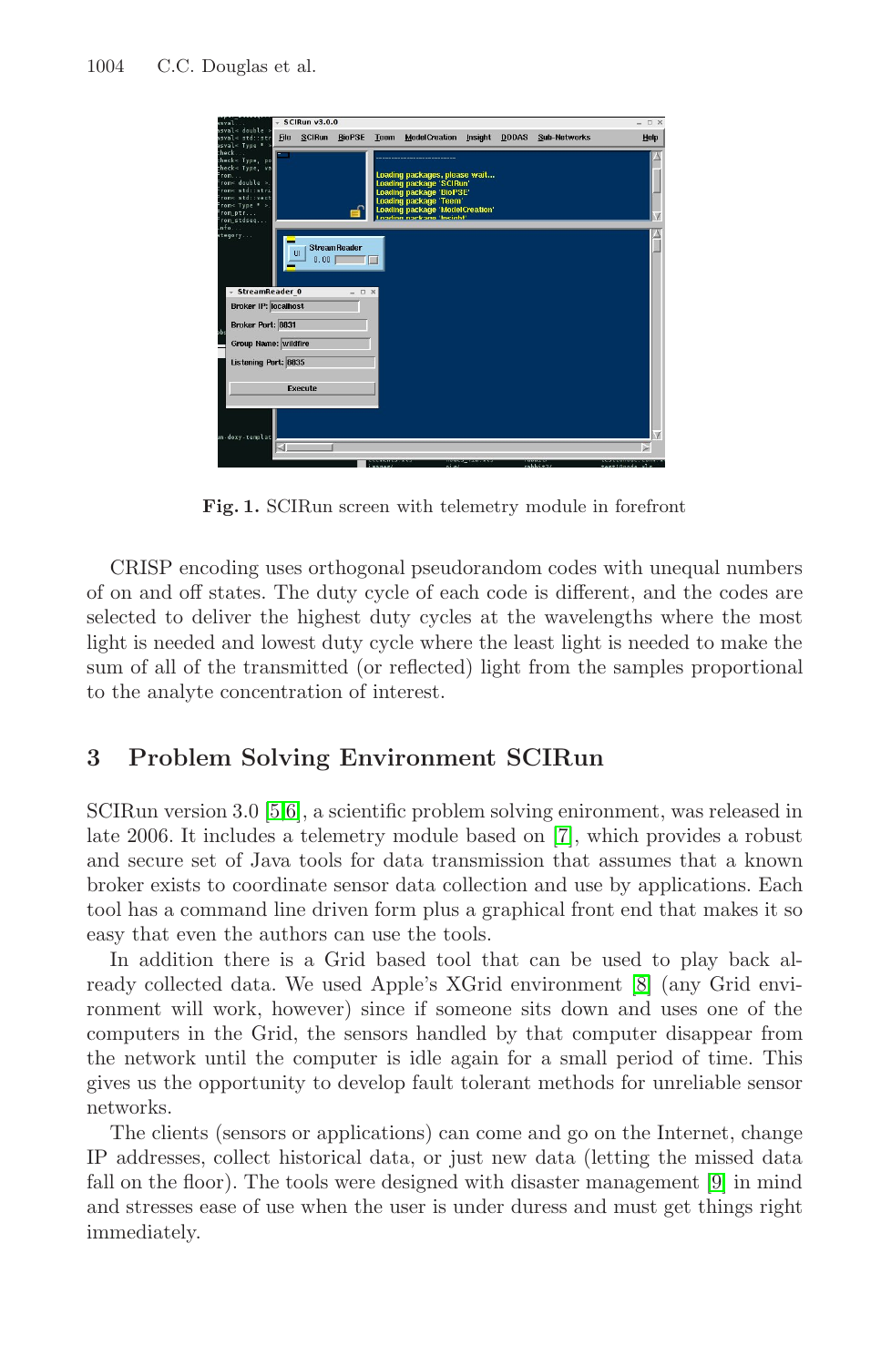Fig. 1. SCIRun screen with telemetry module in forefront

CRISP encoding uses orthogonal pseudorandom codes with unequal numbers of on and off states. The duty cycle of each code is different, and the codes are selected to deliver the highest duty cycles at the wavelengths where the most light is needed and lowest duty cycle where the least light is needed to make the sum of all of the transmitted (or reflected) light from the samples proportional to the analyte concentration of interest.

## 3 Problem Solving Environment SCIRun

SCIRun version 3.0 [5,6], a scientific problem solving enironment, was released in late 2006. It includes a telemetry module based on [7], which provides a robust and secure set of Java tools for data transmission that assumes that a known broker exists to coordinate sensor data collection and use by applications. Each tool has a command line driven form plus a graphical front end that makes it so easy that even the authors can use the tools.

In addition there is a Grid based tool that can be used to play back already collected data. We used Apple's XGrid environment [8] (any Grid environment will work, however) since if someone sits down and uses one of the computers in the Grid, the sensors handled by that computer disappear from the network until the computer is idle again for a small period of time. This gives us the opportunity to develop fault tolerant methods for unreliable sensor networks.

The clients (sensors or applications) can come and go on the Internet, change IP addresses, collect historical data, or just new data (letting the missed data fall on the floor). The tools were designed with disaster management [9] in mind and stresses ease of use when the user is under duress and must get things right immediately.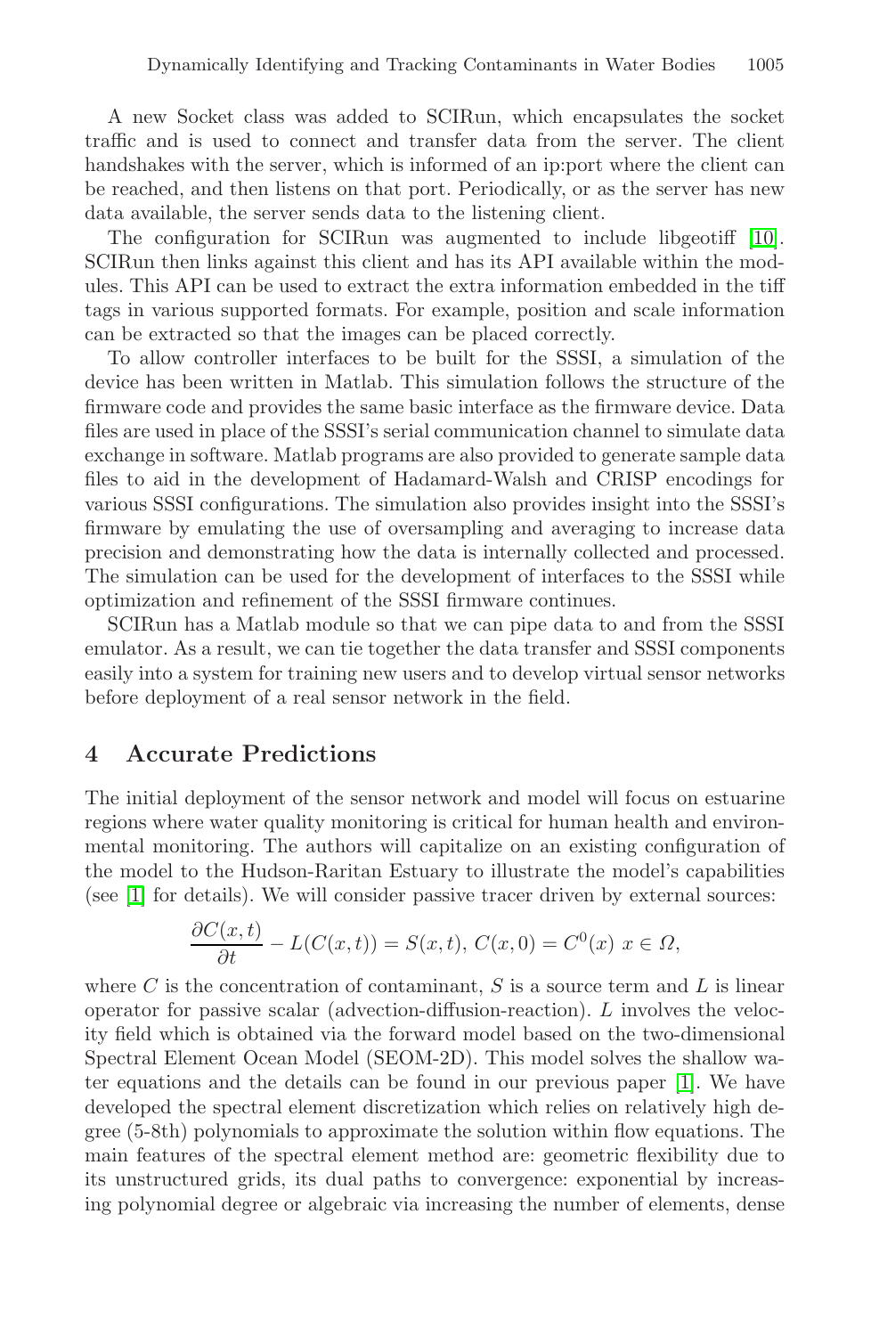A new Socket class was added to SCIRun, which encapsulates the socket traffic and is used to connect and transfer data from the server. The client handshakes with the server, which is informed of an ip:port where the client can be reached, and then listens on that port. Periodically, or as the server has new data available, the server sends data to the listening client.

The configuration for SCIRun was augmented to include libgeotiff [10]. SCIRun then links against this client and has its API available within the modules. This API can be used to extract the extra information embedded in the tiff tags in various supported formats. For example, position and scale information can be extracted so that the images can be placed correctly.

To allow controller interfaces to be built for the SSSI, a simulation of the device has been written in Matlab. This simulation follows the structure of the firmware code and provides the same basic interface as the firmware device. Data files are used in place of the SSSI's serial communication channel to simulate data exchange in software. Matlab programs are also provided to generate sample data files to aid in the development of Hadamard-Walsh and CRISP encodings for various SSSI configurations. The simulation also provides insight into the SSSI's firmware by emulating the use of oversampling and averaging to increase data precision and demonstrating how the data is internally collected and processed. The simulation can be used for the development of interfaces to the SSSI while optimization and refinement of the SSSI firmware continues.

SCIRun has a Matlab module so that we can pipe data to and from the SSSI emulator. As a result, we can tie together the data transfer and SSSI components easily into a system for training new users and to develop virtual sensor networks before deployment of a real sensor network in the field.

## 4 Accurate Predictions

The initial deployment of the sensor network and model will focus on estuarine regions where water quality monitoring is critical for human health and environmental monitoring. The authors will capitalize on an existing configuration of the model to the Hudson-Raritan Estuary to illustrate the model's capabilities (see [1] for details). We will consider passive tracer driven by external sources:

$$\frac{\partial C(x,t)}{\partial t} - L(C(x,t)) = S(x,t),\, C(x,0) = C^0(x)\;\, x \in \Omega,$$

where $C$ is the concentration of contaminant, $S$ is a source term and $L$ is linear operator for passive scalar (advection-diffusion-reaction). $L$ involves the velocity field which is obtained via the forward model based on the two-dimensional Spectral Element Ocean Model (SEOM-2D). This model solves the shallow water equations and the details can be found in our previous paper [1]. We have developed the spectral element discretization which relies on relatively high degree (5-8th) polynomials to approximate the solution within flow equations. The main features of the spectral element method are: geometric flexibility due to its unstructured grids, its dual paths to convergence: exponential by increasing polynomial degree or algebraic via increasing the number of elements, dense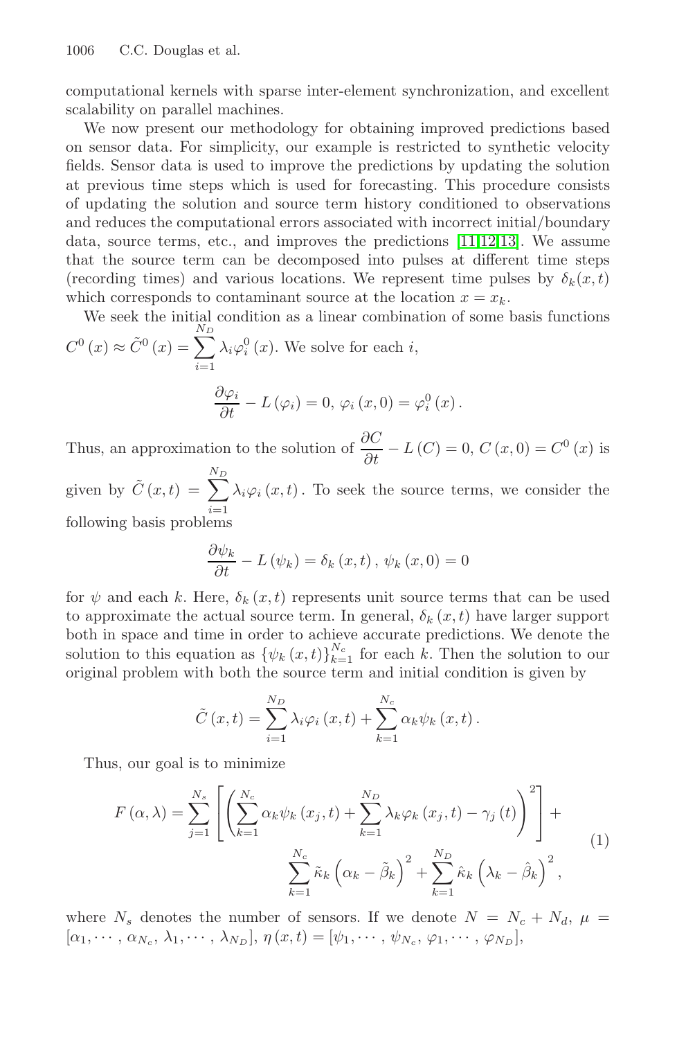computational kernels with sparse inter-element synchronization, and excellent scalability on parallel machines.

We now present our methodology for obtaining improved predictions based on sensor data. For simplicity, our example is restricted to synthetic velocity fields. Sensor data is used to improve the predictions by updating the solution at previous time steps which is used for forecasting. This procedure consists of updating the solution and source term history conditioned to observations and reduces the computational errors associated with incorrect initial/boundary data, source terms, etc., and improves the predictions [11,12,13]. We assume that the source term can be decomposed into pulses at different time steps (recording times) and various locations. We represent time pulses by $\delta_k(x,t)$ which corresponds to contaminant source at the location $x = x_k$.

We seek the initial condition as a linear combination of some basis functions $C^0(x) \approx \tilde{C}^0(x) = \sum_{i=1}^{N_D} \lambda_i \varphi_i^0(x)$. We solve for each $i$,

$$\frac{\partial \varphi_i}{\partial t} - L(\varphi_i) = 0, \; \varphi_i(x,0) = \varphi_i^0(x).$$

Thus, an approximation to the solution of $\frac{\partial C}{\partial t} - L(C) = 0$, $C(x,0) = C^0(x)$ is given by $\tilde{C}(x,t) = \sum_{i=1}^{N_D} \lambda_i \varphi_i(x,t)$. To seek the source terms, we consider the following basis problems

$$\frac{\partial \psi_k}{\partial t} - L(\psi_k) = \delta_k(x,t), \; \psi_k(x,0) = 0$$

for $\psi$ and each $k$. Here, $\delta_k(x,t)$ represents unit source terms that can be used to approximate the actual source term. In general, $\delta_k(x,t)$ have larger support both in space and time in order to achieve accurate predictions. We denote the solution to this equation as $\{\psi_k(x,t)\}_{k=1}^{N_c}$ for each $k$. Then the solution to our original problem with both the source term and initial condition is given by

$$\tilde{C}(x,t) = \sum_{i=1}^{N_D} \lambda_i \varphi_i(x,t) + \sum_{k=1}^{N_c} \alpha_k \psi_k(x,t).$$

Thus, our goal is to minimize

$$F(\alpha,\lambda) = \sum_{j=1}^{N_s} \left[ \left( \sum_{k=1}^{N_c} \alpha_k \psi_k(x_j,t) + \sum_{k=1}^{N_D} \lambda_k \varphi_k(x_j,t) - \gamma_j(t) \right)^2 \right] + \sum_{k=1}^{N_c} \tilde{\kappa}_k \left( \alpha_k - \tilde{\beta}_k \right)^2 + \sum_{k=1}^{N_D} \hat{\kappa}_k \left( \lambda_k - \hat{\beta}_k \right)^2, \tag{1}$$

where $N_s$ denotes the number of sensors. If we denote $N = N_c + N_d$, $\mu = [\alpha_1, \cdots, \alpha_{N_c}, \lambda_1, \cdots, \lambda_{N_D}]$, $\eta(x,t) = [\psi_1, \cdots, \psi_{N_c}, \varphi_1, \cdots, \varphi_{N_D}]$,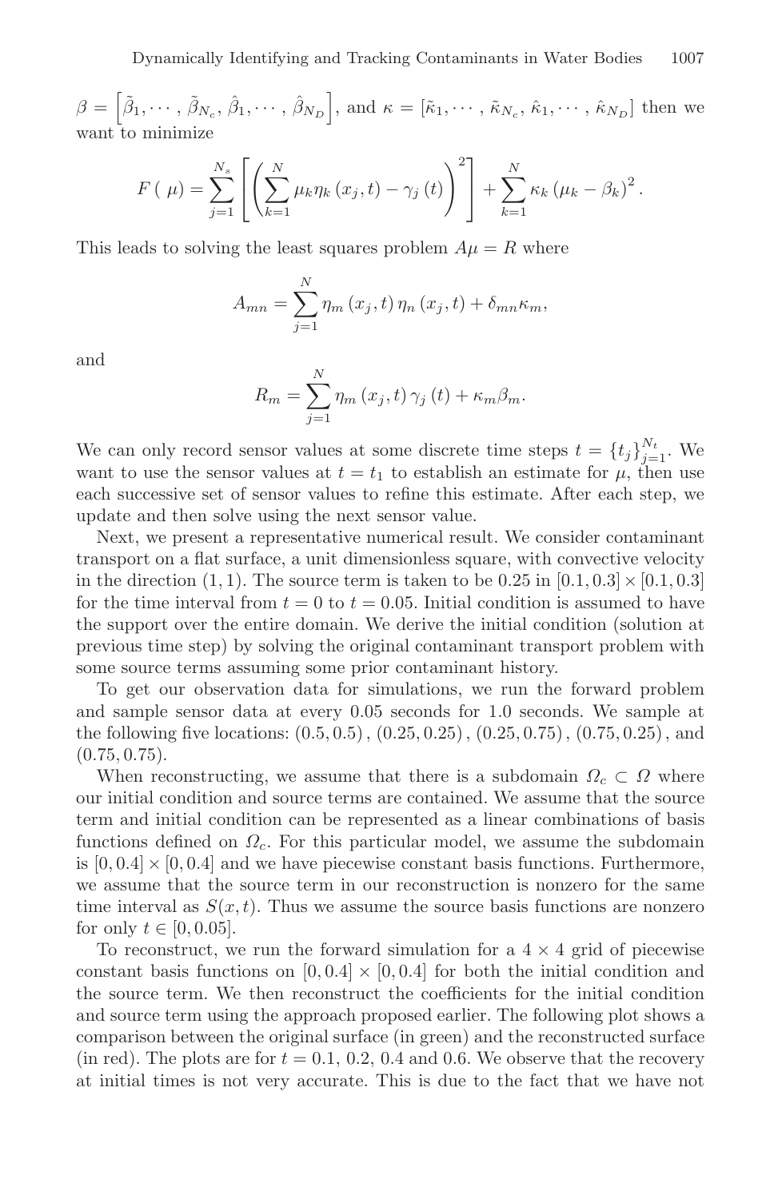$\beta = \left[\tilde{\beta}_1, \cdots, \tilde{\beta}_{N_c}, \hat{\beta}_1, \cdots, \hat{\beta}_{N_D}\right]$, and $\kappa = [\tilde{\kappa}_1, \cdots, \tilde{\kappa}_{N_c}, \hat{\kappa}_1, \cdots, \hat{\kappa}_{N_D}]$ then we want to minimize

$$F\,(\,\mu) = \sum_{j=1}^{N_s} \left[ \left( \sum_{k=1}^{N} \mu_k \eta_k\,(x_j, t) - \gamma_j\,(t) \right)^2 \right] + \sum_{k=1}^{N} \kappa_k\,(\mu_k - \beta_k)^2 \,.$$

This leads to solving the least squares problem $A\mu = R$ where

$$A_{mn} = \sum_{j=1}^{N} \eta_m\,(x_j, t)\,\eta_n\,(x_j, t) + \delta_{mn}\kappa_m,$$

and

$$R_m = \sum_{j=1}^{N} \eta_m\,(x_j, t)\,\gamma_j\,(t) + \kappa_m \beta_m.$$

We can only record sensor values at some discrete time steps $t = \{t_j\}_{j=1}^{N_t}$. We want to use the sensor values at $t = t_1$ to establish an estimate for $\mu$, then use each successive set of sensor values to refine this estimate. After each step, we update and then solve using the next sensor value.

Next, we present a representative numerical result. We consider contaminant transport on a flat surface, a unit dimensionless square, with convective velocity in the direction $(1, 1)$. The source term is taken to be 0.25 in $[0.1, 0.3] \times [0.1, 0.3]$ for the time interval from $t = 0$ to $t = 0.05$. Initial condition is assumed to have the support over the entire domain. We derive the initial condition (solution at previous time step) by solving the original contaminant transport problem with some source terms assuming some prior contaminant history.

To get our observation data for simulations, we run the forward problem and sample sensor data at every 0.05 seconds for 1.0 seconds. We sample at the following five locations: $(0.5, 0.5)$, $(0.25, 0.25)$, $(0.25, 0.75)$, $(0.75, 0.25)$, and $(0.75, 0.75)$.

When reconstructing, we assume that there is a subdomain $\Omega_c \subset \Omega$ where our initial condition and source terms are contained. We assume that the source term and initial condition can be represented as a linear combinations of basis functions defined on $\Omega_c$. For this particular model, we assume the subdomain is $[0, 0.4] \times [0, 0.4]$ and we have piecewise constant basis functions. Furthermore, we assume that the source term in our reconstruction is nonzero for the same time interval as $S(x, t)$. Thus we assume the source basis functions are nonzero for only $t \in [0, 0.05]$.

To reconstruct, we run the forward simulation for a $4 \times 4$ grid of piecewise constant basis functions on $[0, 0.4] \times [0, 0.4]$ for both the initial condition and the source term. We then reconstruct the coefficients for the initial condition and source term using the approach proposed earlier. The following plot shows a comparison between the original surface (in green) and the reconstructed surface (in red). The plots are for $t = 0.1$, 0.2, 0.4 and 0.6. We observe that the recovery at initial times is not very accurate. This is due to the fact that we have not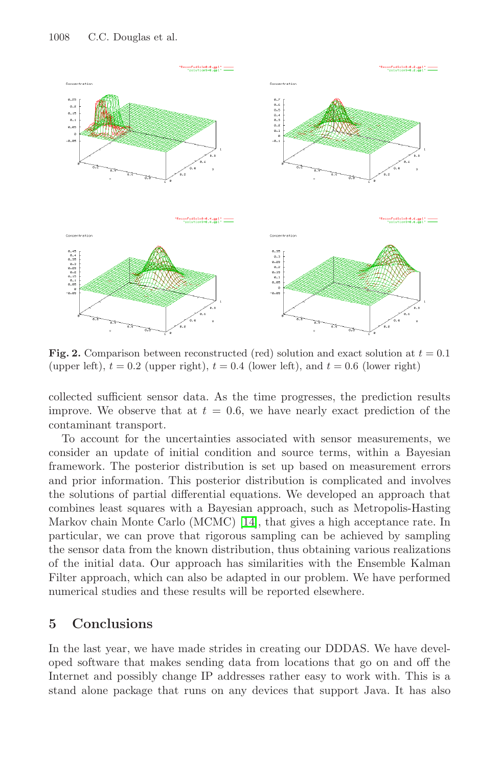Fig. 2. Comparison between reconstructed (red) solution and exact solution at $t = 0.1$ (upper left), $t = 0.2$ (upper right), $t = 0.4$ (lower left), and $t = 0.6$ (lower right)

collected sufficient sensor data. As the time progresses, the prediction results improve. We observe that at $t = 0.6$, we have nearly exact prediction of the contaminant transport.

To account for the uncertainties associated with sensor measurements, we consider an update of initial condition and source terms, within a Bayesian framework. The posterior distribution is set up based on measurement errors and prior information. This posterior distribution is complicated and involves the solutions of partial differential equations. We developed an approach that combines least squares with a Bayesian approach, such as Metropolis-Hasting Markov chain Monte Carlo (MCMC) [14], that gives a high acceptance rate. In particular, we can prove that rigorous sampling can be achieved by sampling the sensor data from the known distribution, thus obtaining various realizations of the initial data. Our approach has similarities with the Ensemble Kalman Filter approach, which can also be adapted in our problem. We have performed numerical studies and these results will be reported elsewhere.

## 5 Conclusions

In the last year, we have made strides in creating our DDDAS. We have developed software that makes sending data from locations that go on and off the Internet and possibly change IP addresses rather easy to work with. This is a stand alone package that runs on any devices that support Java. It has also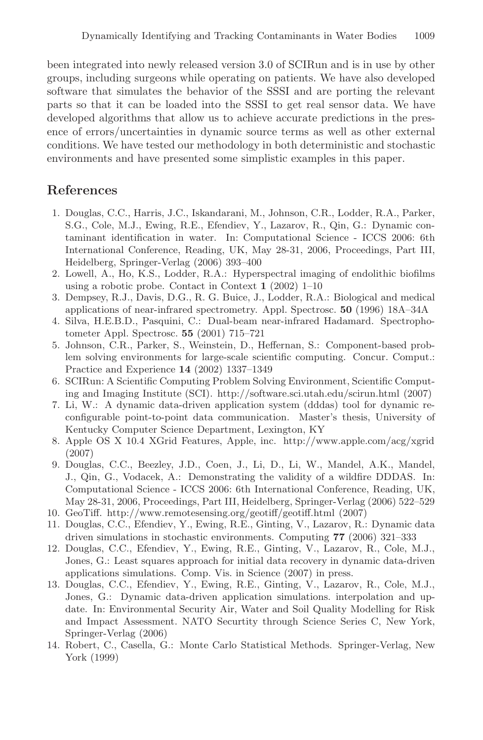been integrated into newly released version 3.0 of SCIRun and is in use by other groups, including surgeons while operating on patients. We have also developed software that simulates the behavior of the SSSI and are porting the relevant parts so that it can be loaded into the SSSI to get real sensor data. We have developed algorithms that allow us to achieve accurate predictions in the presence of errors/uncertainties in dynamic source terms as well as other external conditions. We have tested our methodology in both deterministic and stochastic environments and have presented some simplistic examples in this paper.

## References

1. Douglas, C.C., Harris, J.C., Iskandarani, M., Johnson, C.R., Lodder, R.A., Parker, S.G., Cole, M.J., Ewing, R.E., Efendiev, Y., Lazarov, R., Qin, G.: Dynamic contaminant identification in water. In: Computational Science - ICCS 2006: 6th International Conference, Reading, UK, May 28-31, 2006, Proceedings, Part III, Heidelberg, Springer-Verlag (2006) 393–400
2. Lowell, A., Ho, K.S., Lodder, R.A.: Hyperspectral imaging of endolithic biofilms using a robotic probe. Contact in Context **1** (2002) 1–10
3. Dempsey, R.J., Davis, D.G., R. G. Buice, J., Lodder, R.A.: Biological and medical applications of near-infrared spectrometry. Appl. Spectrosc. **50** (1996) 18A–34A
4. Silva, H.E.B.D., Pasquini, C.: Dual-beam near-infrared Hadamard. Spectrophotometer Appl. Spectrosc. **55** (2001) 715–721
5. Johnson, C.R., Parker, S., Weinstein, D., Heffernan, S.: Component-based problem solving environments for large-scale scientific computing. Concur. Comput.: Practice and Experience **14** (2002) 1337–1349
6. SCIRun: A Scientific Computing Problem Solving Environment, Scientific Computing and Imaging Institute (SCI). http://software.sci.utah.edu/scirun.html (2007)
7. Li, W.: A dynamic data-driven application system (dddas) tool for dynamic reconfigurable point-to-point data communication. Master's thesis, University of Kentucky Computer Science Department, Lexington, KY
8. Apple OS X 10.4 XGrid Features, Apple, inc. http://www.apple.com/acg/xgrid (2007)
9. Douglas, C.C., Beezley, J.D., Coen, J., Li, D., Li, W., Mandel, A.K., Mandel, J., Qin, G., Vodacek, A.: Demonstrating the validity of a wildfire DDDAS. In: Computational Science - ICCS 2006: 6th International Conference, Reading, UK, May 28-31, 2006, Proceedings, Part III, Heidelberg, Springer-Verlag (2006) 522–529
10. GeoTiff. http://www.remotesensing.org/geotiff/geotiff.html (2007)
11. Douglas, C.C., Efendiev, Y., Ewing, R.E., Ginting, V., Lazarov, R.: Dynamic data driven simulations in stochastic environments. Computing **77** (2006) 321–333
12. Douglas, C.C., Efendiev, Y., Ewing, R.E., Ginting, V., Lazarov, R., Cole, M.J., Jones, G.: Least squares approach for initial data recovery in dynamic data-driven applications simulations. Comp. Vis. in Science (2007) in press.
13. Douglas, C.C., Efendiev, Y., Ewing, R.E., Ginting, V., Lazarov, R., Cole, M.J., Jones, G.: Dynamic data-driven application simulations. interpolation and update. In: Environmental Security Air, Water and Soil Quality Modelling for Risk and Impact Assessment. NATO Securtity through Science Series C, New York, Springer-Verlag (2006)
14. Robert, C., Casella, G.: Monte Carlo Statistical Methods. Springer-Verlag, New York (1999)